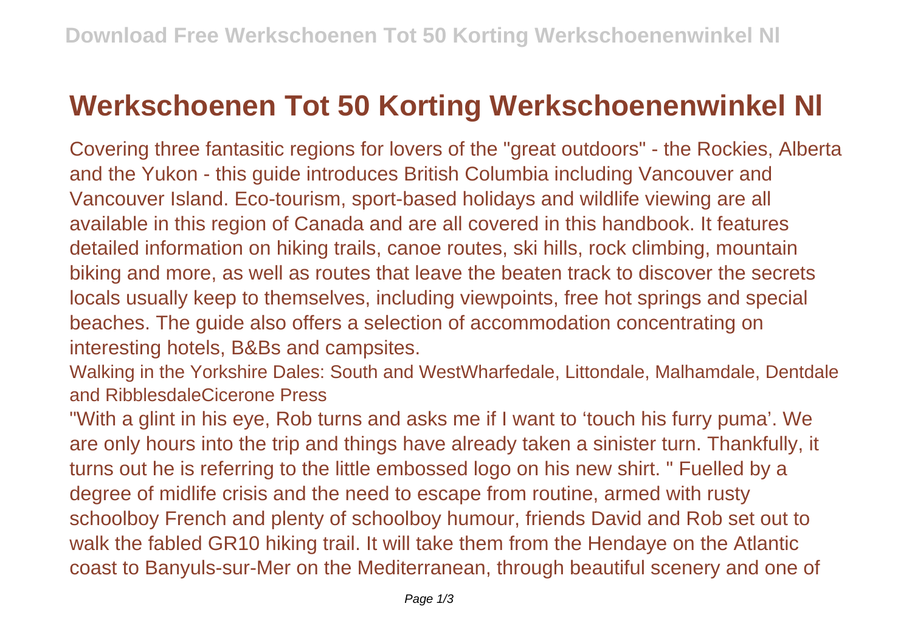# Werkschoenen Tot 50 Korting Werkschoenenwinkel Nl

Covering three fantasitic regions for lovers of the "great outdoors" - the Rockies, Alberta and the Yukon - this guide introduces British Columbia including Vancouver and Vancouver Island. Eco-tourism, sport-based holidays and wildlife viewing are all available in this region of Canada and are all covered in this handbook. It features detailed information on hiking trails, canoe routes, ski hills, rock climbing, mountain biking and more, as well as routes that leave the beaten track to discover the secrets locals usually keep to themselves, including viewpoints, free hot springs and special beaches. The guide also offers a selection of accommodation concentrating on interesting hotels, B&Bs and campsites.

Walking in the Yorkshire Dales: South and WestWharfedale, Littondale, Malhamdale, Dentdale and RibblesdaleCicerone Press

"With a glint in his eye, Rob turns and asks me if I want to 'touch his furry puma'. We are only hours into the trip and things have already taken a sinister turn. Thankfully, it turns out he is referring to the little embossed logo on his new shirt. " Fuelled by a degree of midlife crisis and the need to escape from routine, armed with rusty schoolboy French and plenty of schoolboy humour, friends David and Rob set out to walk the fabled GR10 hiking trail. It will take them from the Hendaye on the Atlantic coast to Banyuls-sur-Mer on the Mediterranean, through beautiful scenery and one of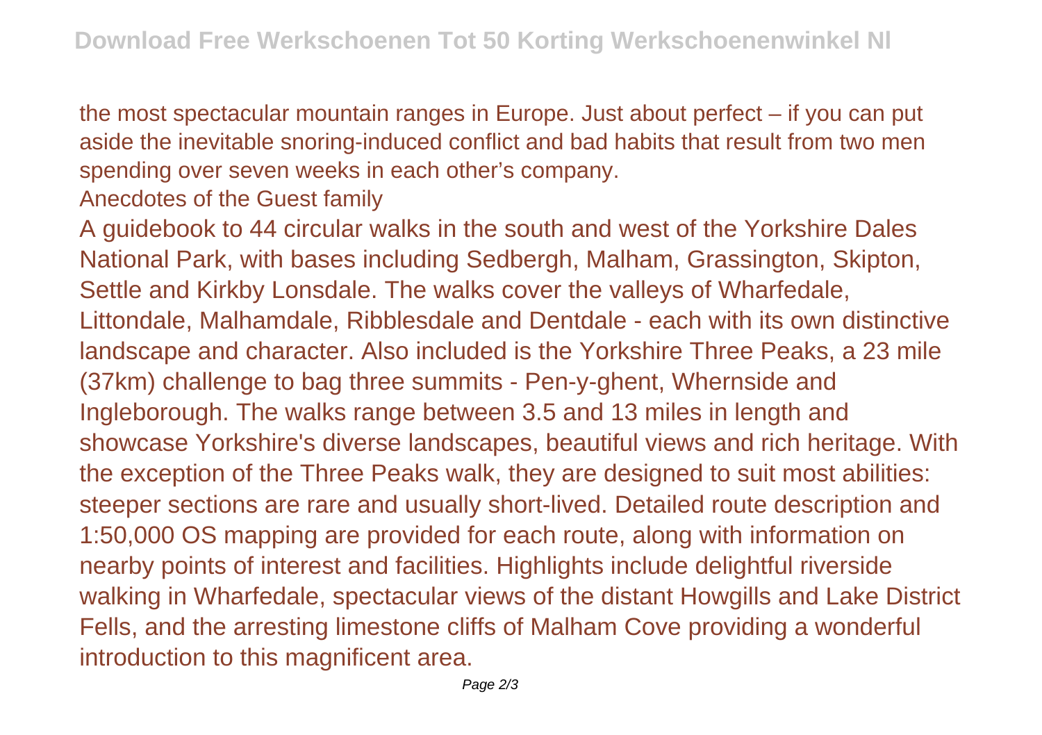the most spectacular mountain ranges in Europe. Just about perfect – if you can put aside the inevitable snoring-induced conflict and bad habits that result from two men spending over seven weeks in each other's company.

Anecdotes of the Guest family

A guidebook to 44 circular walks in the south and west of the Yorkshire Dales National Park, with bases including Sedbergh, Malham, Grassington, Skipton, Settle and Kirkby Lonsdale. The walks cover the valleys of Wharfedale, Littondale, Malhamdale, Ribblesdale and Dentdale - each with its own distinctive landscape and character. Also included is the Yorkshire Three Peaks, a 23 mile (37km) challenge to bag three summits - Pen-y-ghent, Whernside and Ingleborough. The walks range between 3.5 and 13 miles in length and showcase Yorkshire's diverse landscapes, beautiful views and rich heritage. With the exception of the Three Peaks walk, they are designed to suit most abilities: steeper sections are rare and usually short-lived. Detailed route description and 1:50,000 OS mapping are provided for each route, along with information on nearby points of interest and facilities. Highlights include delightful riverside walking in Wharfedale, spectacular views of the distant Howgills and Lake District Fells, and the arresting limestone cliffs of Malham Cove providing a wonderful introduction to this magnificent area.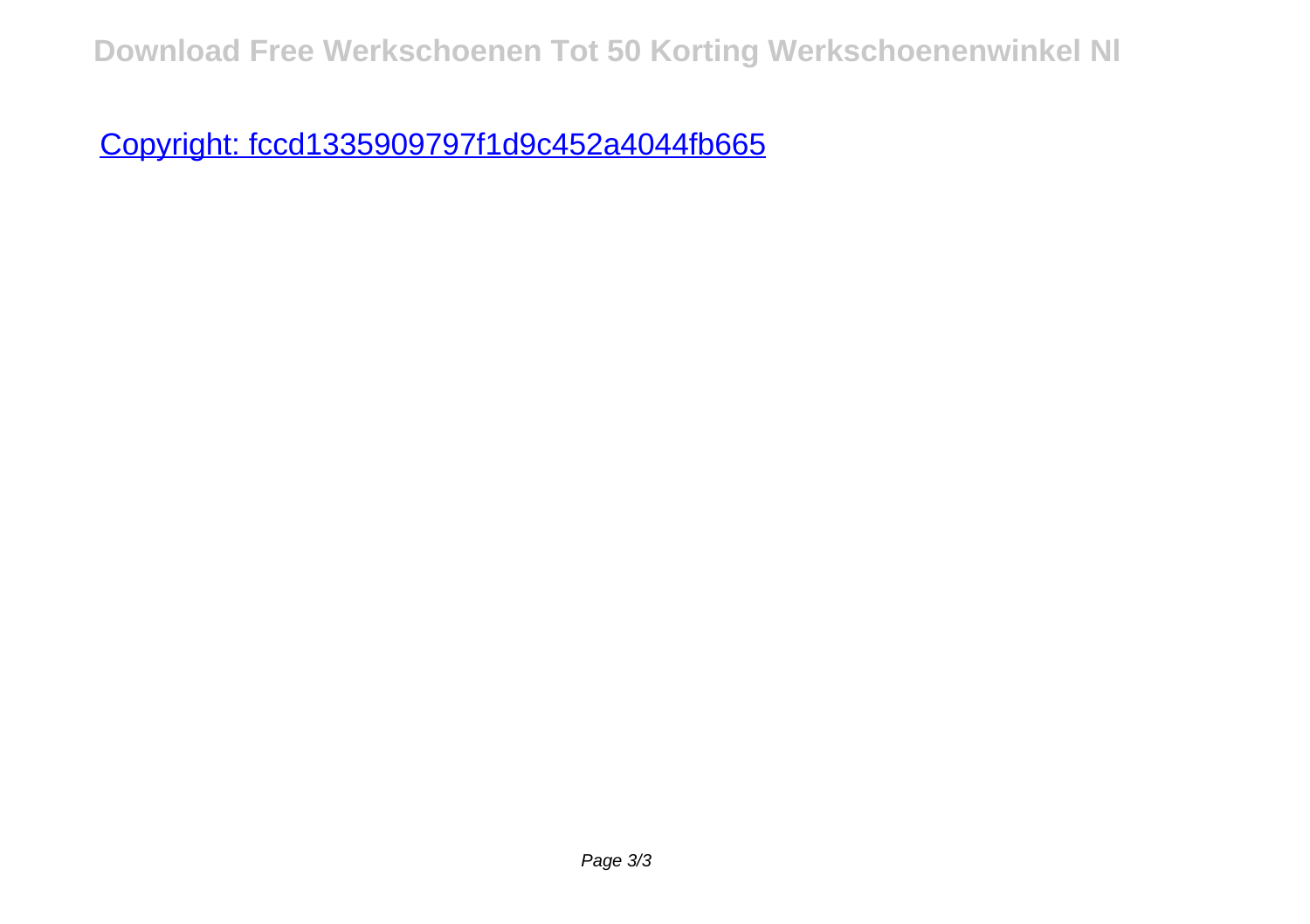Copyright: fccd1335909797f1d9c452a4044fb665